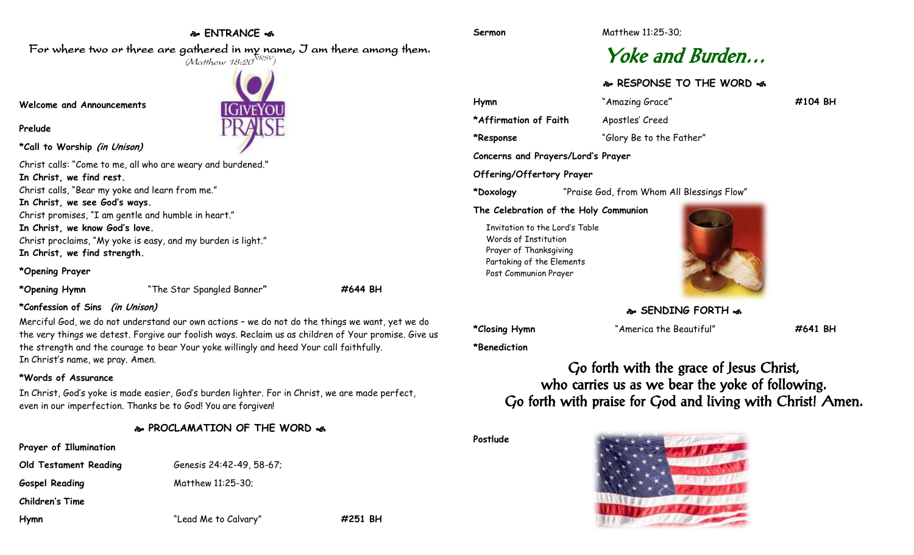## ENTRANCE

*For where two or three are gathered in my name, I am there among them.*
*(Matthew 18:20 NRSV)*

**Welcome and Announcements**

**Prelude**

**\*Call to Worship** ***(in Unison)***

Christ calls: "Come to me, all who are weary and burdened."
**In Christ, we find rest.**
Christ calls, "Bear my yoke and learn from me."
**In Christ, we see God's ways.**
Christ promises, "I am gentle and humble in heart."
**In Christ, we know God's love.**
Christ proclaims, "My yoke is easy, and my burden is light."
**In Christ, we find strength.**

**\*Opening Prayer**

**\*Opening Hymn** "The Star Spangled Banner" **#644 BH**

**\*Confession of Sins** ***(in Unison)***

Merciful God, we do not understand our own actions – we do not do the things we want, yet we do the very things we detest. Forgive our foolish ways. Reclaim us as children of Your promise. Give us the strength and the courage to bear Your yoke willingly and heed Your call faithfully.
In Christ's name, we pray. Amen.

**\*Words of Assurance**

In Christ, God's yoke is made easier, God's burden lighter. For in Christ, we are made perfect, even in our imperfection. Thanks be to God! You are forgiven!

## PROCLAMATION OF THE WORD

**Prayer of Illumination**

**Old Testament Reading** Genesis 24:42-49, 58-67;

**Gospel Reading** Matthew 11:25-30;

**Children's Time**

**Hymn** "Lead Me to Calvary" **#251 BH**

**Sermon** Matthew 11:25-30;

# *Yoke and Burden…*

## RESPONSE TO THE WORD

**Hymn** "Amazing Grace" **#104 BH**

**\*Affirmation of Faith** Apostles' Creed

**\*Response** "Glory Be to the Father"

**Concerns and Prayers/Lord's Prayer**

**Offering/Offertory Prayer**

**\*Doxology** "Praise God, from Whom All Blessings Flow"

**The Celebration of the Holy Communion**

- Invitation to the Lord's Table
- Words of Institution
- Prayer of Thanksgiving
- Partaking of the Elements
- Post Communion Prayer

## SENDING FORTH

**\*Closing Hymn** "America the Beautiful" **#641 BH**

**\*Benediction**

*Go forth with the grace of Jesus Christ,*
*who carries us as we bear the yoke of following.*
*Go forth with praise for God and living with Christ! Amen.*

**Postlude**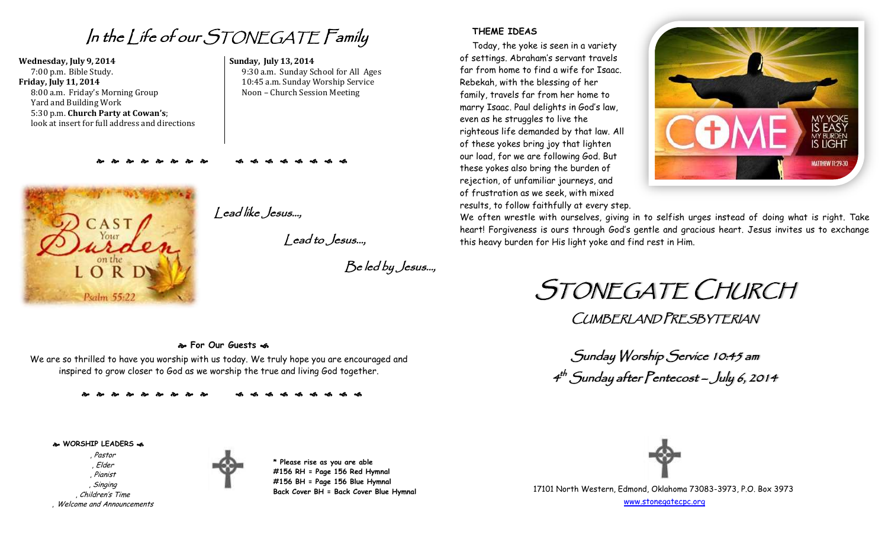# In the Life of our STONEGATE Family

**Wednesday, July 9, 2014**
7:00 p.m. Bible Study.

**Friday, July 11, 2014**
8:00 a.m. Friday's Morning Group
Yard and Building Work
5:30 p.m. **Church Party at Cowan's**;
look at insert for full address and directions

**Sunday, July 13, 2014**
9:30 a.m. Sunday School for All Ages
10:45 a.m. Sunday Worship Service
Noon – Church Session Meeting

Lead like Jesus…,

Lead to Jesus…,

Be led by Jesus…,

**For Our Guests**

We are so thrilled to have you worship with us today. We truly hope you are encouraged and inspired to grow closer to God as we worship the true and living God together.

**WORSHIP LEADERS**

*, Pastor*
*, Elder*
*, Pianist*
*, Singing*
*, Children's Time*
*, Welcome and Announcements*

**\* Please rise as you are able**
**#156 RH = Page 156 Red Hymnal**
**#156 BH = Page 156 Blue Hymnal**
**Back Cover BH = Back Cover Blue Hymnal**

**THEME IDEAS**

Today, the yoke is seen in a variety of settings. Abraham's servant travels far from home to find a wife for Isaac. Rebekah, with the blessing of her family, travels far from her home to marry Isaac. Paul delights in God's law, even as he struggles to live the righteous life demanded by that law. All of these yokes bring joy that lighten our load, for we are following God. But these yokes also bring the burden of rejection, of unfamiliar journeys, and of frustration as we seek, with mixed results, to follow faithfully at every step. We often wrestle with ourselves, giving in to selfish urges instead of doing what is right. Take heart! Forgiveness is ours through God's gentle and gracious heart. Jesus invites us to exchange this heavy burden for His light yoke and find rest in Him.

# STONEGATE CHURCH

## CUMBERLAND PRESBYTERIAN

### Sunday Worship Service 10:45 am
### 4th Sunday after Pentecost – July 6, 2014

17101 North Western, Edmond, Oklahoma 73083-3973, P.O. Box 3973
www.stonegatecpc.org